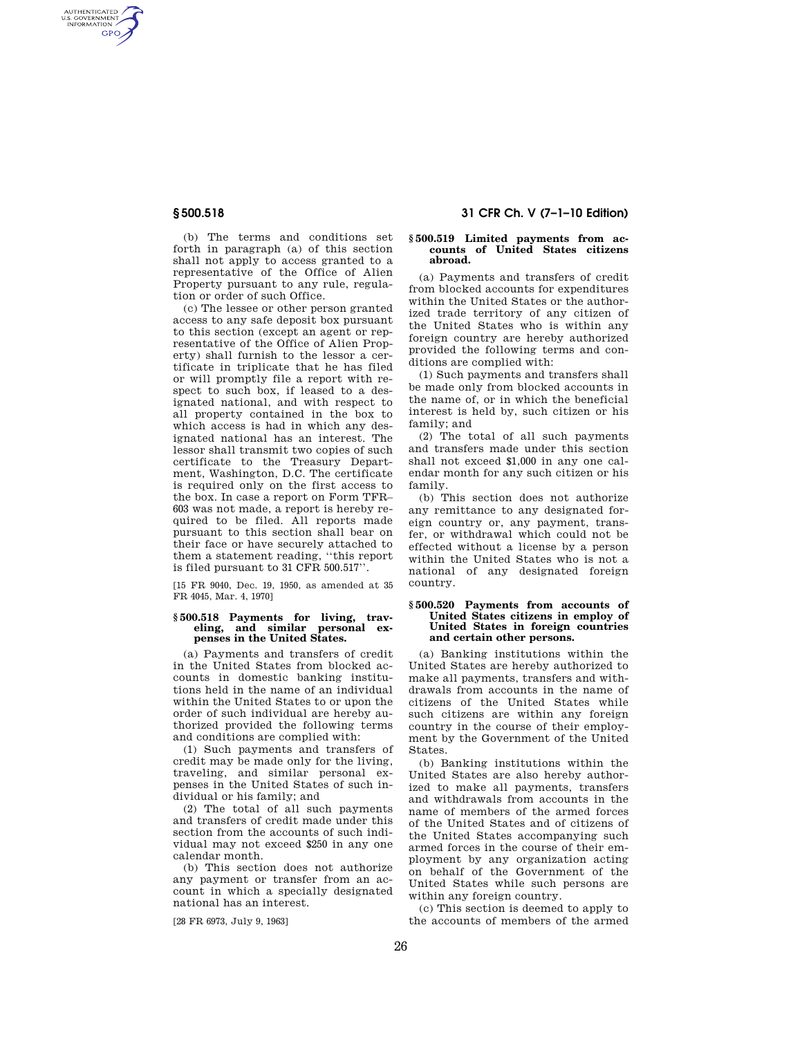(b) The terms and conditions set forth in paragraph (a) of this section shall not apply to access granted to a representative of the Office of Alien Property pursuant to any rule, regulation or order of such Office.

(c) The lessee or other person granted access to any safe deposit box pursuant to this section (except an agent or representative of the Office of Alien Property) shall furnish to the lessor a certificate in triplicate that he has filed or will promptly file a report with respect to such box, if leased to a designated national, and with respect to all property contained in the box to which access is had in which any designated national has an interest. The lessor shall transmit two copies of such certificate to the Treasury Department, Washington, D.C. The certificate is required only on the first access to the box. In case a report on Form TFR–603 was not made, a report is hereby required to be filed. All reports made pursuant to this section shall bear on their face or have securely attached to them a statement reading, "this report is filed pursuant to 31 CFR 500.517".

[15 FR 9040, Dec. 19, 1950, as amended at 35 FR 4045, Mar. 4, 1970]

### § 500.518 Payments for living, traveling, and similar personal expenses in the United States.

(a) Payments and transfers of credit in the United States from blocked accounts in domestic banking institutions held in the name of an individual within the United States to or upon the order of such individual are hereby authorized provided the following terms and conditions are complied with:

(1) Such payments and transfers of credit may be made only for the living, traveling, and similar personal expenses in the United States of such individual or his family; and

(2) The total of all such payments and transfers of credit made under this section from the accounts of such individual may not exceed $250 in any one calendar month.

(b) This section does not authorize any payment or transfer from an account in which a specially designated national has an interest.

[28 FR 6973, July 9, 1963]

### § 500.519 Limited payments from accounts of United States citizens abroad.

(a) Payments and transfers of credit from blocked accounts for expenditures within the United States or the authorized trade territory of any citizen of the United States who is within any foreign country are hereby authorized provided the following terms and conditions are complied with:

(1) Such payments and transfers shall be made only from blocked accounts in the name of, or in which the beneficial interest is held by, such citizen or his family; and

(2) The total of all such payments and transfers made under this section shall not exceed $1,000 in any one calendar month for any such citizen or his family.

(b) This section does not authorize any remittance to any designated foreign country or, any payment, transfer, or withdrawal which could not be effected without a license by a person within the United States who is not a national of any designated foreign country.

### § 500.520 Payments from accounts of United States citizens in employ of United States in foreign countries and certain other persons.

(a) Banking institutions within the United States are hereby authorized to make all payments, transfers and withdrawals from accounts in the name of citizens of the United States while such citizens are within any foreign country in the course of their employment by the Government of the United States.

(b) Banking institutions within the United States are also hereby authorized to make all payments, transfers and withdrawals from accounts in the name of members of the armed forces of the United States and of citizens of the United States accompanying such armed forces in the course of their employment by any organization acting on behalf of the Government of the United States while such persons are within any foreign country.

(c) This section is deemed to apply to the accounts of members of the armed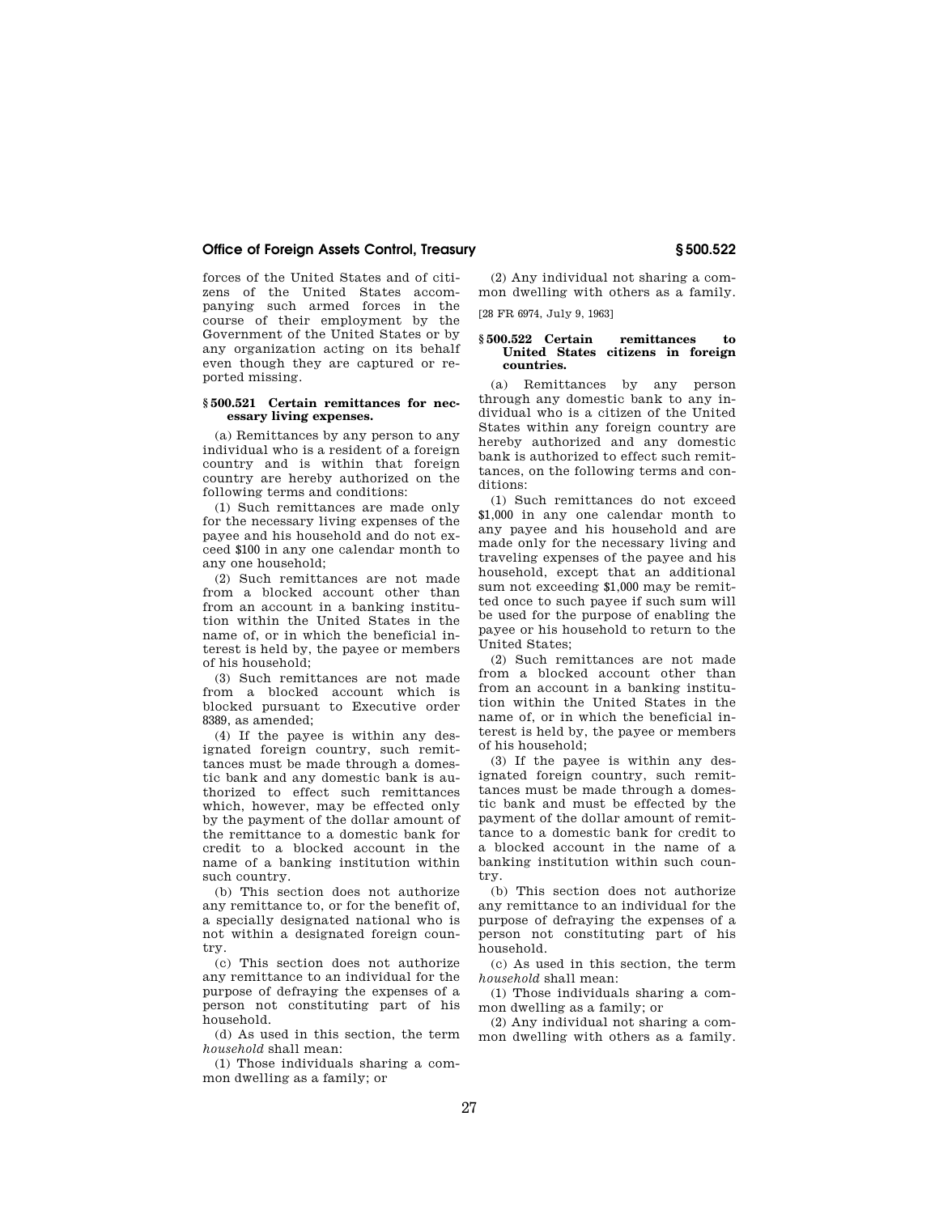forces of the United States and of citizens of the United States accompanying such armed forces in the course of their employment by the Government of the United States or by any organization acting on its behalf even though they are captured or reported missing.

### § 500.521 Certain remittances for necessary living expenses.

(a) Remittances by any person to any individual who is a resident of a foreign country and is within that foreign country are hereby authorized on the following terms and conditions:

(1) Such remittances are made only for the necessary living expenses of the payee and his household and do not exceed $100 in any one calendar month to any one household;

(2) Such remittances are not made from a blocked account other than from an account in a banking institution within the United States in the name of, or in which the beneficial interest is held by, the payee or members of his household;

(3) Such remittances are not made from a blocked account which is blocked pursuant to Executive order 8389, as amended;

(4) If the payee is within any designated foreign country, such remittances must be made through a domestic bank and any domestic bank is authorized to effect such remittances which, however, may be effected only by the payment of the dollar amount of the remittance to a domestic bank for credit to a blocked account in the name of a banking institution within such country.

(b) This section does not authorize any remittance to, or for the benefit of, a specially designated national who is not within a designated foreign country.

(c) This section does not authorize any remittance to an individual for the purpose of defraying the expenses of a person not constituting part of his household.

(d) As used in this section, the term *household* shall mean:

(1) Those individuals sharing a common dwelling as a family; or

(2) Any individual not sharing a common dwelling with others as a family.

[28 FR 6974, July 9, 1963]

### § 500.522 Certain remittances to United States citizens in foreign countries.

(a) Remittances by any person through any domestic bank to any individual who is a citizen of the United States within any foreign country are hereby authorized and any domestic bank is authorized to effect such remittances, on the following terms and conditions:

(1) Such remittances do not exceed $1,000 in any one calendar month to any payee and his household and are made only for the necessary living and traveling expenses of the payee and his household, except that an additional sum not exceeding $1,000 may be remitted once to such payee if such sum will be used for the purpose of enabling the payee or his household to return to the United States;

(2) Such remittances are not made from a blocked account other than from an account in a banking institution within the United States in the name of, or in which the beneficial interest is held by, the payee or members of his household;

(3) If the payee is within any designated foreign country, such remittances must be made through a domestic bank and must be effected by the payment of the dollar amount of remittance to a domestic bank for credit to a blocked account in the name of a banking institution within such country.

(b) This section does not authorize any remittance to an individual for the purpose of defraying the expenses of a person not constituting part of his household.

(c) As used in this section, the term *household* shall mean:

(1) Those individuals sharing a common dwelling as a family; or

(2) Any individual not sharing a common dwelling with others as a family.